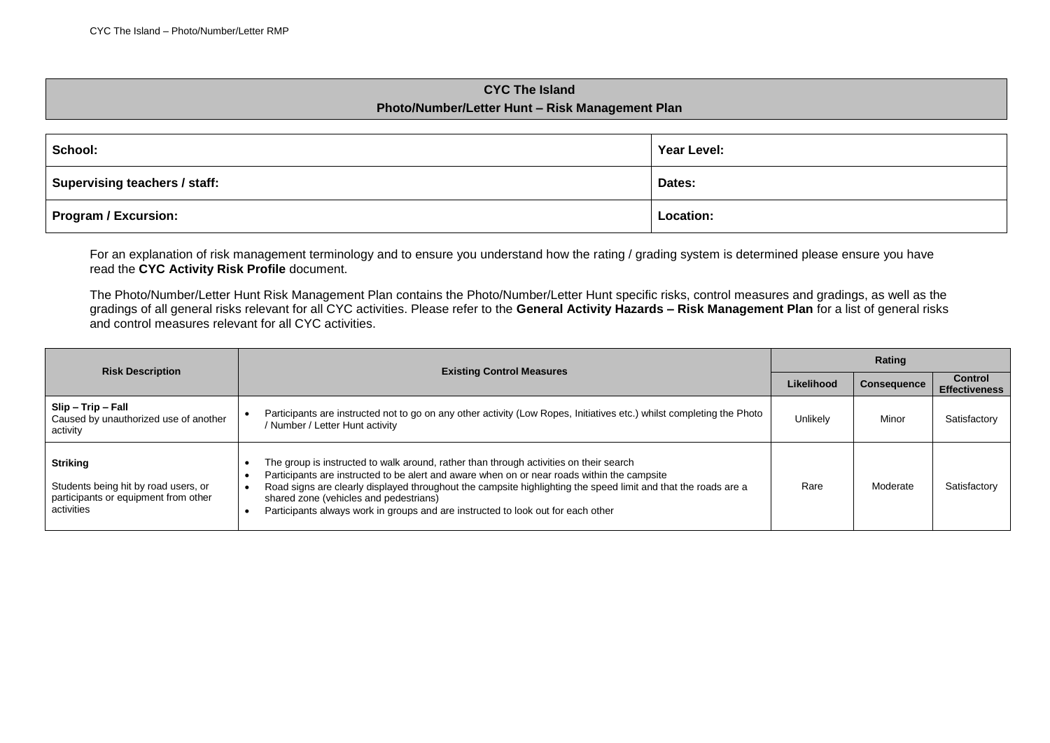# CYC The Island

## Photo/Number/Letter Hunt – Risk Management Plan

| School: | Year Level: |
|---|---|
| Supervising teachers / staff: | Dates: |
| Program / Excursion: | Location: |

For an explanation of risk management terminology and to ensure you understand how the rating / grading system is determined please ensure you have read the **CYC Activity Risk Profile** document.

The Photo/Number/Letter Hunt Risk Management Plan contains the Photo/Number/Letter Hunt specific risks, control measures and gradings, as well as the gradings of all general risks relevant for all CYC activities. Please refer to the **General Activity Hazards – Risk Management Plan** for a list of general risks and control measures relevant for all CYC activities.

| Risk Description | Existing Control Measures | Rating | | |
|---|---|---|---|---|
| | | Likelihood | Consequence | Control Effectiveness |
| **Slip – Trip – Fall**<br>Caused by unauthorized use of another activity | • Participants are instructed not to go on any other activity (Low Ropes, Initiatives etc.) whilst completing the Photo / Number / Letter Hunt activity | Unlikely | Minor | Satisfactory |
| **Striking**<br>Students being hit by road users, or participants or equipment from other activities | • The group is instructed to walk around, rather than through activities on their search<br>• Participants are instructed to be alert and aware when on or near roads within the campsite<br>• Road signs are clearly displayed throughout the campsite highlighting the speed limit and that the roads are a shared zone (vehicles and pedestrians)<br>• Participants always work in groups and are instructed to look out for each other | Rare | Moderate | Satisfactory |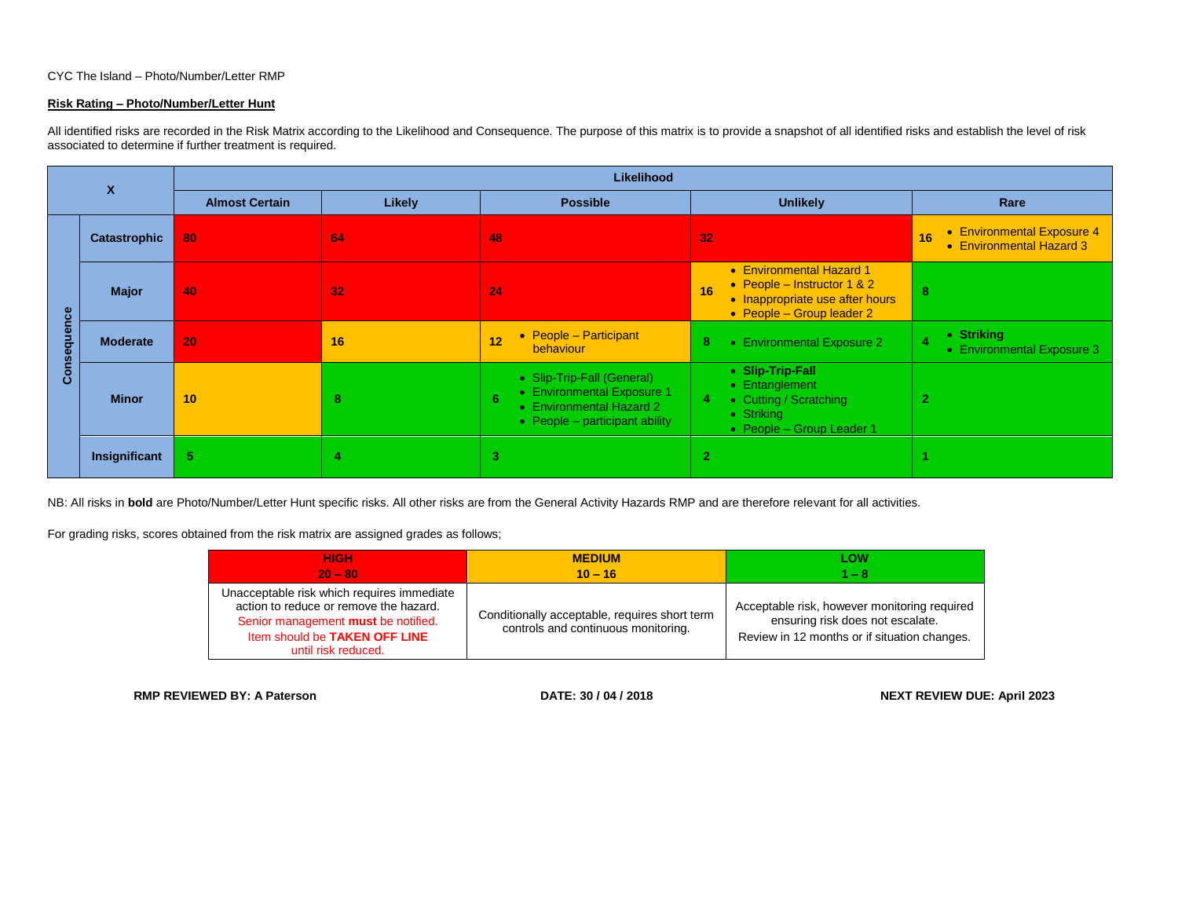CYC The Island – Photo/Number/Letter RMP

**Risk Rating – Photo/Number/Letter Hunt**

All identified risks are recorded in the Risk Matrix according to the Likelihood and Consequence. The purpose of this matrix is to provide a snapshot of all identified risks and establish the level of risk associated to determine if further treatment is required.

| X | | Likelihood | | | | |
|---|---|---|---|---|---|---|
| | | **Almost Certain** | **Likely** | **Possible** | **Unlikely** | **Rare** |
| **Consequence** | **Catastrophic** | 80 | 64 | 48 | 32 | 16 • Environmental Exposure 4 • Environmental Hazard 3 |
| | **Major** | 40 | 32 | 24 | 16 • Environmental Hazard 1 • People – Instructor 1 & 2 • Inappropriate use after hours • People – Group leader 2 | 8 |
| | **Moderate** | 20 | 16 | 12 • People – Participant behaviour | 8 • Environmental Exposure 2 | 4 • **Striking** • Environmental Exposure 3 |
| | **Minor** | 10 | 8 | 6 • Slip-Trip-Fall (General) • Environmental Exposure 1 • Environmental Hazard 2 • People – participant ability | 4 • **Slip-Trip-Fall** • Entanglement • Cutting / Scratching • Striking • People – Group Leader 1 | 2 |
| | **Insignificant** | 5 | 4 | 3 | 2 | 1 |

NB: All risks in **bold** are Photo/Number/Letter Hunt specific risks. All other risks are from the General Activity Hazards RMP and are therefore relevant for all activities.

For grading risks, scores obtained from the risk matrix are assigned grades as follows;

| **HIGH** **20 – 80** | **MEDIUM** **10 – 16** | **LOW** **1 – 8** |
|---|---|---|
| Unacceptable risk which requires immediate action to reduce or remove the hazard. Senior management **must** be notified. Item should be **TAKEN OFF LINE** until risk reduced. | Conditionally acceptable, requires short term controls and continuous monitoring. | Acceptable risk, however monitoring required ensuring risk does not escalate. Review in 12 months or if situation changes. |

**RMP REVIEWED BY: A Paterson** **DATE: 30 / 04 / 2018** **NEXT REVIEW DUE: April 2023**